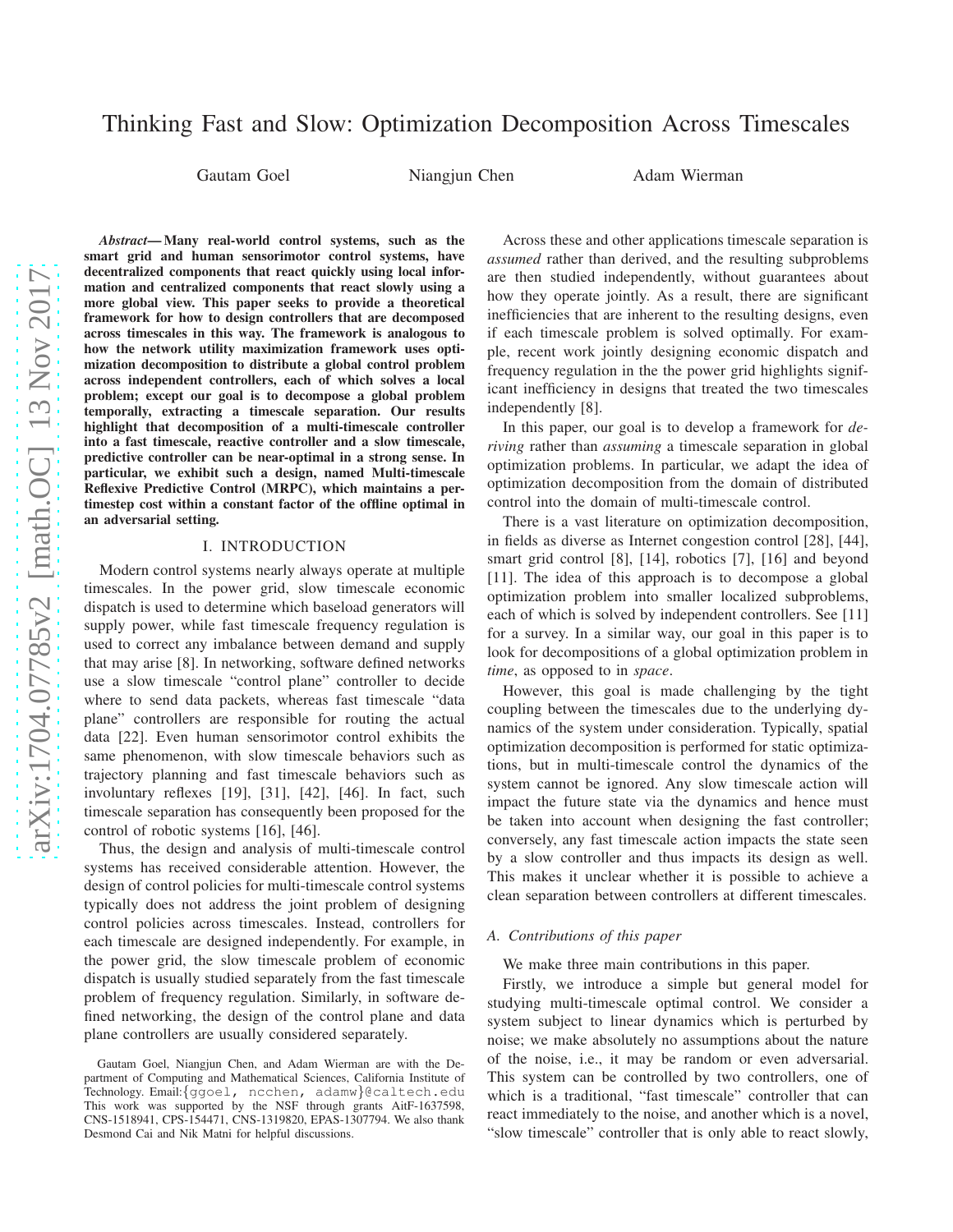# Thinking Fast and Slow: Optimization Decomposition Across Timescales

Gautam Goel  Niangjun Chen  Adam Wierman

***Abstract*— Many real-world control systems, such as the smart grid and human sensorimotor control systems, have decentralized components that react quickly using local information and centralized components that react slowly using a more global view. This paper seeks to provide a theoretical framework for how to design controllers that are decomposed across timescales in this way. The framework is analogous to how the network utility maximization framework uses optimization decomposition to distribute a global control problem across independent controllers, each of which solves a local problem; except our goal is to decompose a global problem temporally, extracting a timescale separation. Our results highlight that decomposition of a multi-timescale controller into a fast timescale, reactive controller and a slow timescale, predictive controller can be near-optimal in a strong sense. In particular, we exhibit such a design, named Multi-timescale Reflexive Predictive Control (MRPC), which maintains a per-timestep cost within a constant factor of the offline optimal in an adversarial setting.**

## I. INTRODUCTION

Modern control systems nearly always operate at multiple timescales. In the power grid, slow timescale economic dispatch is used to determine which baseload generators will supply power, while fast timescale frequency regulation is used to correct any imbalance between demand and supply that may arise [8]. In networking, software defined networks use a slow timescale "control plane" controller to decide where to send data packets, whereas fast timescale "data plane" controllers are responsible for routing the actual data [22]. Even human sensorimotor control exhibits the same phenomenon, with slow timescale behaviors such as trajectory planning and fast timescale behaviors such as involuntary reflexes [19], [31], [42], [46]. In fact, such timescale separation has consequently been proposed for the control of robotic systems [16], [46].

Thus, the design and analysis of multi-timescale control systems has received considerable attention. However, the design of control policies for multi-timescale control systems typically does not address the joint problem of designing control policies across timescales. Instead, controllers for each timescale are designed independently. For example, in the power grid, the slow timescale problem of economic dispatch is usually studied separately from the fast timescale problem of frequency regulation. Similarly, in software defined networking, the design of the control plane and data plane controllers are usually considered separately.

Across these and other applications timescale separation is *assumed* rather than derived, and the resulting subproblems are then studied independently, without guarantees about how they operate jointly. As a result, there are significant inefficiencies that are inherent to the resulting designs, even if each timescale problem is solved optimally. For example, recent work jointly designing economic dispatch and frequency regulation in the the power grid highlights significant inefficiency in designs that treated the two timescales independently [8].

In this paper, our goal is to develop a framework for *deriving* rather than *assuming* a timescale separation in global optimization problems. In particular, we adapt the idea of optimization decomposition from the domain of distributed control into the domain of multi-timescale control.

There is a vast literature on optimization decomposition, in fields as diverse as Internet congestion control [28], [44], smart grid control [8], [14], robotics [7], [16] and beyond [11]. The idea of this approach is to decompose a global optimization problem into smaller localized subproblems, each of which is solved by independent controllers. See [11] for a survey. In a similar way, our goal in this paper is to look for decompositions of a global optimization problem in *time*, as opposed to in *space*.

However, this goal is made challenging by the tight coupling between the timescales due to the underlying dynamics of the system under consideration. Typically, spatial optimization decomposition is performed for static optimizations, but in multi-timescale control the dynamics of the system cannot be ignored. Any slow timescale action will impact the future state via the dynamics and hence must be taken into account when designing the fast controller; conversely, any fast timescale action impacts the state seen by a slow controller and thus impacts its design as well. This makes it unclear whether it is possible to achieve a clean separation between controllers at different timescales.

### A. Contributions of this paper

We make three main contributions in this paper.

Firstly, we introduce a simple but general model for studying multi-timescale optimal control. We consider a system subject to linear dynamics which is perturbed by noise; we make absolutely no assumptions about the nature of the noise, i.e., it may be random or even adversarial. This system can be controlled by two controllers, one of which is a traditional, "fast timescale" controller that can react immediately to the noise, and another which is a novel, "slow timescale" controller that is only able to react slowly,

Gautam Goel, Niangjun Chen, and Adam Wierman are with the Department of Computing and Mathematical Sciences, California Institute of Technology. Email:{ggoel, ncchen, adamw}@caltech.edu This work was supported by the NSF through grants AitF-1637598, CNS-1518941, CPS-154471, CNS-1319820, EPAS-1307794. We also thank Desmond Cai and Nik Matni for helpful discussions.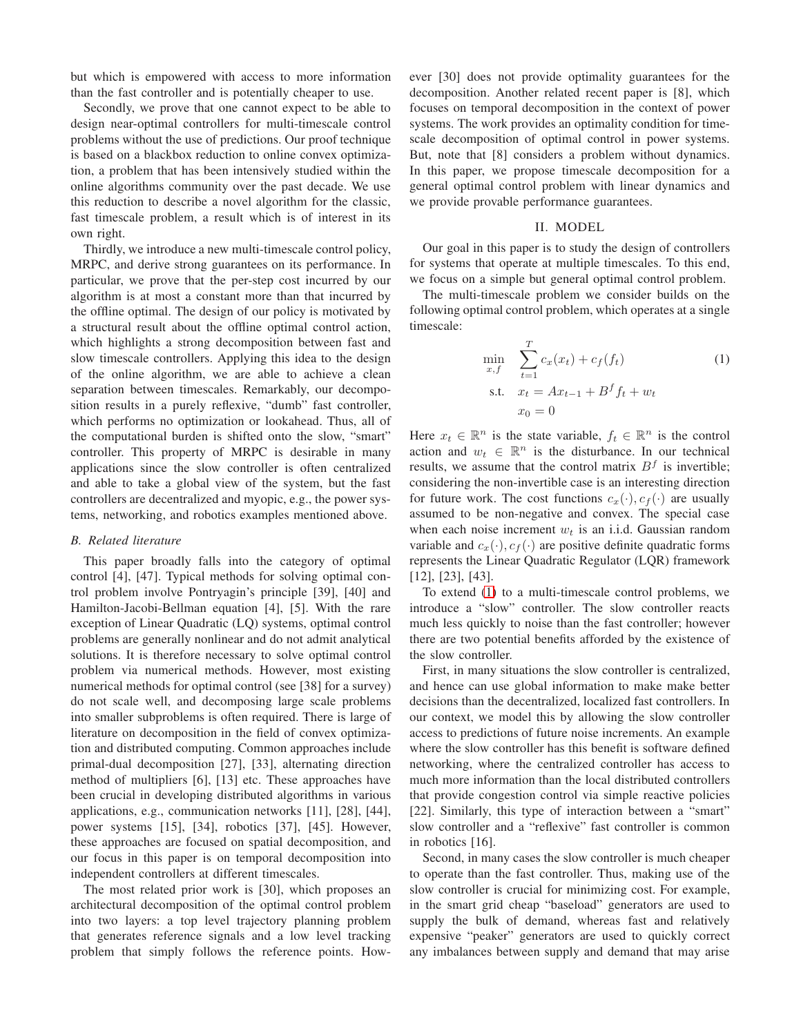but which is empowered with access to more information than the fast controller and is potentially cheaper to use.

Secondly, we prove that one cannot expect to be able to design near-optimal controllers for multi-timescale control problems without the use of predictions. Our proof technique is based on a blackbox reduction to online convex optimization, a problem that has been intensively studied within the online algorithms community over the past decade. We use this reduction to describe a novel algorithm for the classic, fast timescale problem, a result which is of interest in its own right.

Thirdly, we introduce a new multi-timescale control policy, MRPC, and derive strong guarantees on its performance. In particular, we prove that the per-step cost incurred by our algorithm is at most a constant more than that incurred by the offline optimal. The design of our policy is motivated by a structural result about the offline optimal control action, which highlights a strong decomposition between fast and slow timescale controllers. Applying this idea to the design of the online algorithm, we are able to achieve a clean separation between timescales. Remarkably, our decomposition results in a purely reflexive, "dumb" fast controller, which performs no optimization or lookahead. Thus, all of the computational burden is shifted onto the slow, "smart" controller. This property of MRPC is desirable in many applications since the slow controller is often centralized and able to take a global view of the system, but the fast controllers are decentralized and myopic, e.g., the power systems, networking, and robotics examples mentioned above.

### B. Related literature

This paper broadly falls into the category of optimal control [4], [47]. Typical methods for solving optimal control problem involve Pontryagin's principle [39], [40] and Hamilton-Jacobi-Bellman equation [4], [5]. With the rare exception of Linear Quadratic (LQ) systems, optimal control problems are generally nonlinear and do not admit analytical solutions. It is therefore necessary to solve optimal control problem via numerical methods. However, most existing numerical methods for optimal control (see [38] for a survey) do not scale well, and decomposing large scale problems into smaller subproblems is often required. There is large of literature on decomposition in the field of convex optimization and distributed computing. Common approaches include primal-dual decomposition [27], [33], alternating direction method of multipliers [6], [13] etc. These approaches have been crucial in developing distributed algorithms in various applications, e.g., communication networks [11], [28], [44], power systems [15], [34], robotics [37], [45]. However, these approaches are focused on spatial decomposition, and our focus in this paper is on temporal decomposition into independent controllers at different timescales.

The most related prior work is [30], which proposes an architectural decomposition of the optimal control problem into two layers: a top level trajectory planning problem that generates reference signals and a low level tracking problem that simply follows the reference points. However [30] does not provide optimality guarantees for the decomposition. Another related recent paper is [8], which focuses on temporal decomposition in the context of power systems. The work provides an optimality condition for timescale decomposition of optimal control in power systems. But, note that [8] considers a problem without dynamics. In this paper, we propose timescale decomposition for a general optimal control problem with linear dynamics and we provide provable performance guarantees.

## II. MODEL

Our goal in this paper is to study the design of controllers for systems that operate at multiple timescales. To this end, we focus on a simple but general optimal control problem.

The multi-timescale problem we consider builds on the following optimal control problem, which operates at a single timescale:

$$
\begin{aligned}
\min_{x,f} \quad & \sum_{t=1}^{T} c_x(x_t) + c_f(f_t) \\
\text{s.t.} \quad & x_t = Ax_{t-1} + B^f f_t + w_t \\
& x_0 = 0
\end{aligned} \tag{1}
$$

Here $x_t \in \mathbb{R}^n$ is the state variable, $f_t \in \mathbb{R}^n$ is the control action and $w_t \in \mathbb{R}^n$ is the disturbance. In our technical results, we assume that the control matrix $B^f$ is invertible; considering the non-invertible case is an interesting direction for future work. The cost functions $c_x(\cdot), c_f(\cdot)$ are usually assumed to be non-negative and convex. The special case when each noise increment $w_t$ is an i.i.d. Gaussian random variable and $c_x(\cdot), c_f(\cdot)$ are positive definite quadratic forms represents the Linear Quadratic Regulator (LQR) framework [12], [23], [43].

To extend (1) to a multi-timescale control problems, we introduce a "slow" controller. The slow controller reacts much less quickly to noise than the fast controller; however there are two potential benefits afforded by the existence of the slow controller.

First, in many situations the slow controller is centralized, and hence can use global information to make make better decisions than the decentralized, localized fast controllers. In our context, we model this by allowing the slow controller access to predictions of future noise increments. An example where the slow controller has this benefit is software defined networking, where the centralized controller has access to much more information than the local distributed controllers that provide congestion control via simple reactive policies [22]. Similarly, this type of interaction between a "smart" slow controller and a "reflexive" fast controller is common in robotics [16].

Second, in many cases the slow controller is much cheaper to operate than the fast controller. Thus, making use of the slow controller is crucial for minimizing cost. For example, in the smart grid cheap "baseload" generators are used to supply the bulk of demand, whereas fast and relatively expensive "peaker" generators are used to quickly correct any imbalances between supply and demand that may arise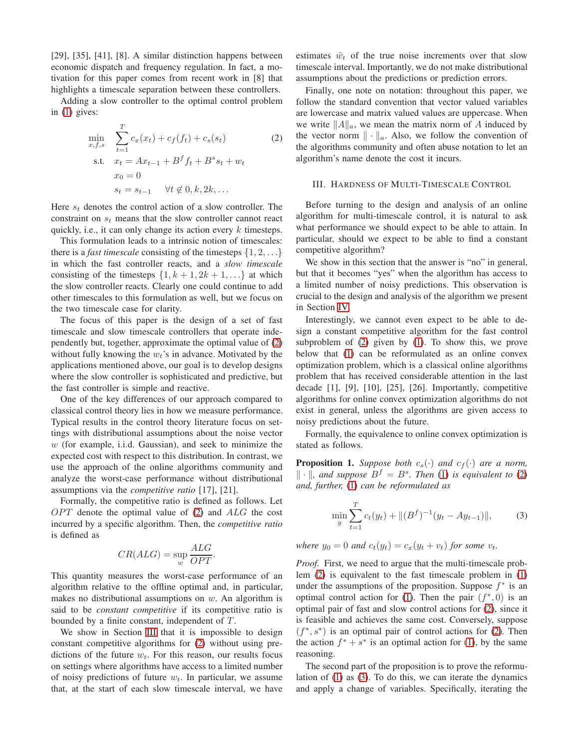[29], [35], [41], [8]. A similar distinction happens between economic dispatch and frequency regulation. In fact, a motivation for this paper comes from recent work in [8] that highlights a timescale separation between these controllers.

Adding a slow controller to the optimal control problem in (1) gives:

$$
\begin{aligned}
\min_{x,f,s} \quad & \sum_{t=1}^{T} c_x(x_t) + c_f(f_t) + c_s(s_t) \\
\text{s.t.} \quad & x_t = Ax_{t-1} + B^f f_t + B^s s_t + w_t \\
& x_0 = 0 \\
& s_t = s_{t-1} \qquad \forall t \notin 0, k, 2k, \ldots
\end{aligned} \tag{2}
$$

Here $s_t$ denotes the control action of a slow controller. The constraint on $s_t$ means that the slow controller cannot react quickly, i.e., it can only change its action every $k$ timesteps.

This formulation leads to a intrinsic notion of timescales: there is a *fast timescale* consisting of the timesteps $\{1, 2, \ldots\}$ in which the fast controller reacts, and a *slow timescale* consisting of the timesteps $\{1, k+1, 2k+1, \ldots\}$ at which the slow controller reacts. Clearly one could continue to add other timescales to this formulation as well, but we focus on the two timescale case for clarity.

The focus of this paper is the design of a set of fast timescale and slow timescale controllers that operate independently but, together, approximate the optimal value of (2) without fully knowing the $w_t$'s in advance. Motivated by the applications mentioned above, our goal is to develop designs where the slow controller is sophisticated and predictive, but the fast controller is simple and reactive.

One of the key differences of our approach compared to classical control theory lies in how we measure performance. Typical results in the control theory literature focus on settings with distributional assumptions about the noise vector $w$ (for example, i.i.d. Gaussian), and seek to minimize the expected cost with respect to this distribution. In contrast, we use the approach of the online algorithms community and analyze the worst-case performance without distributional assumptions via the *competitive ratio* [17], [21].

Formally, the competitive ratio is defined as follows. Let $OPT$ denote the optimal value of (2) and $ALG$ the cost incurred by a specific algorithm. Then, the *competitive ratio* is defined as

$$
CR(ALG) = \sup_{w} \frac{ALG}{OPT}.
$$

This quantity measures the worst-case performance of an algorithm relative to the offline optimal and, in particular, makes no distributional assumptions on $w$. An algorithm is said to be *constant competitive* if its competitive ratio is bounded by a finite constant, independent of $T$.

We show in Section III that it is impossible to design constant competitive algorithms for (2) without using predictions of the future $w_t$. For this reason, our results focus on settings where algorithms have access to a limited number of noisy predictions of future $w_t$. In particular, we assume that, at the start of each slow timescale interval, we have estimates $\hat{w}_t$ of the true noise increments over that slow timescale interval. Importantly, we do not make distributional assumptions about the predictions or prediction errors.

Finally, one note on notation: throughout this paper, we follow the standard convention that vector valued variables are lowercase and matrix valued values are uppercase. When we write $\|A\|_a$, we mean the matrix norm of $A$ induced by the vector norm $\|\cdot\|_a$. Also, we follow the convention of the algorithms community and often abuse notation to let an algorithm's name denote the cost it incurs.

## III. Hardness of Multi-Timescale Control

Before turning to the design and analysis of an online algorithm for multi-timescale control, it is natural to ask what performance we should expect to be able to attain. In particular, should we expect to be able to find a constant competitive algorithm?

We show in this section that the answer is "no" in general, but that it becomes "yes" when the algorithm has access to a limited number of noisy predictions. This observation is crucial to the design and analysis of the algorithm we present in Section IV.

Interestingly, we cannot even expect to be able to design a constant competitive algorithm for the fast control subproblem of (2) given by (1). To show this, we prove below that (1) can be reformulated as an online convex optimization problem, which is a classical online algorithms problem that has received considerable attention in the last decade [1], [9], [10], [25], [26]. Importantly, competitive algorithms for online convex optimization algorithms do not exist in general, unless the algorithms are given access to noisy predictions about the future.

Formally, the equivalence to online convex optimization is stated as follows.

**Proposition 1.** *Suppose both $c_s(\cdot)$ and $c_f(\cdot)$ are a norm, $\|\cdot\|$, and suppose $B^f = B^s$. Then (1) is equivalent to (2) and, further, (1) can be reformulated as*

$$
\min_{y} \sum_{t=1}^{T} c_t(y_t) + \|(B^f)^{-1}(y_t - Ay_{t-1})\|, \tag{3}
$$

*where $y_0 = 0$ and $c_t(y_t) = c_x(y_t + v_t)$ for some $v_t$.*

*Proof.* First, we need to argue that the multi-timescale problem (2) is equivalent to the fast timescale problem in (1) under the assumptions of the proposition. Suppose $f^*$ is an optimal control action for (1). Then the pair $(f^*, 0)$ is an optimal pair of fast and slow control actions for (2), since it is feasible and achieves the same cost. Conversely, suppose $(f^*, s^*)$ is an optimal pair of control actions for (2). Then the action $f^* + s^*$ is an optimal action for (1), by the same reasoning.

The second part of the proposition is to prove the reformulation of (1) as (3). To do this, we can iterate the dynamics and apply a change of variables. Specifically, iterating the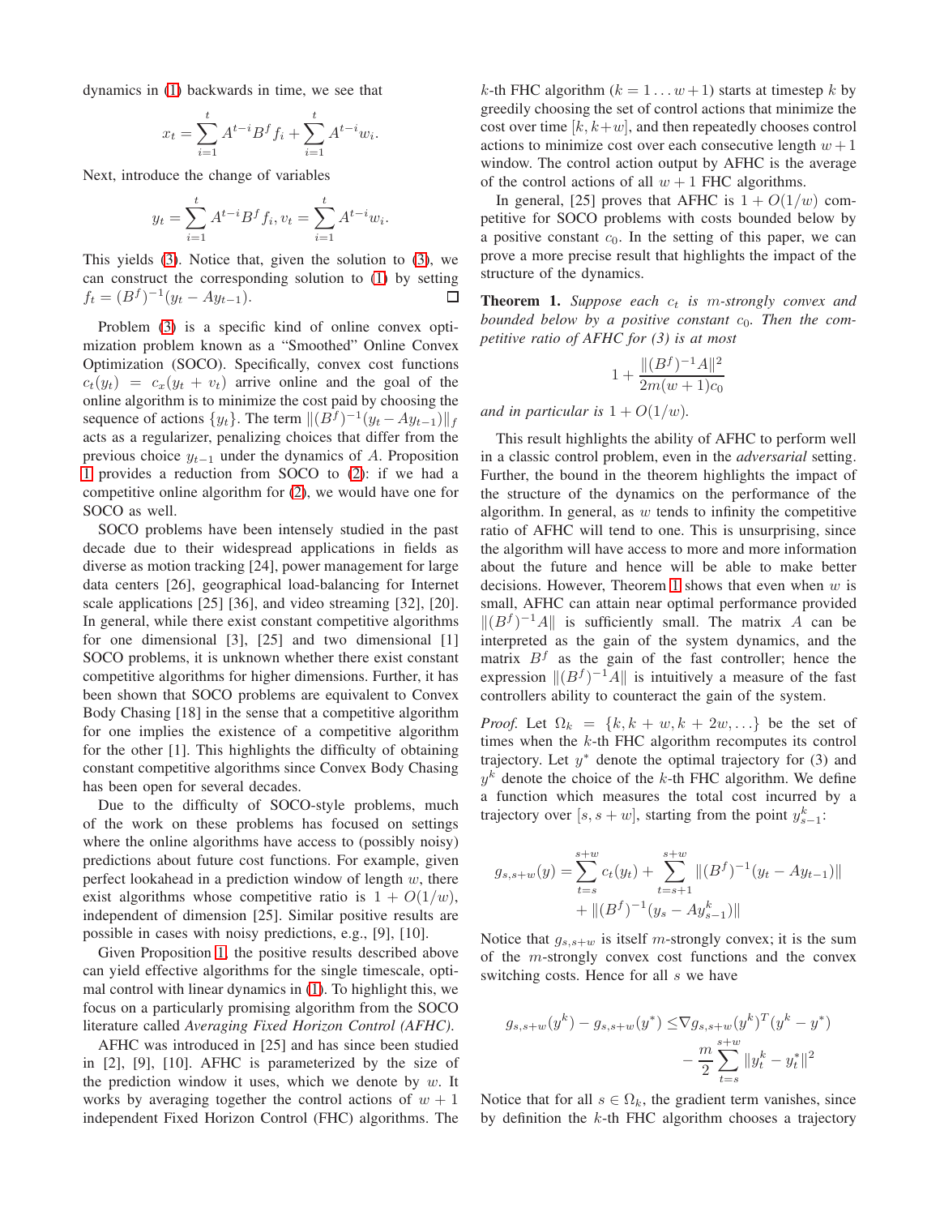dynamics in (1) backwards in time, we see that

$$x_t = \sum_{i=1}^{t} A^{t-i} B^f f_i + \sum_{i=1}^{t} A^{t-i} w_i.$$

Next, introduce the change of variables

$$y_t = \sum_{i=1}^{t} A^{t-i} B^f f_i, v_t = \sum_{i=1}^{t} A^{t-i} w_i.$$

This yields (3). Notice that, given the solution to (3), we can construct the corresponding solution to (1) by setting $f_t = (B^f)^{-1}(y_t - Ay_{t-1})$. □

Problem (3) is a specific kind of online convex optimization problem known as a "Smoothed" Online Convex Optimization (SOCO). Specifically, convex cost functions $c_t(y_t) = c_x(y_t + v_t)$ arrive online and the goal of the online algorithm is to minimize the cost paid by choosing the sequence of actions $\{y_t\}$. The term $\|(B^f)^{-1}(y_t - Ay_{t-1})\|_f$ acts as a regularizer, penalizing choices that differ from the previous choice $y_{t-1}$ under the dynamics of $A$. Proposition 1 provides a reduction from SOCO to (2): if we had a competitive online algorithm for (2), we would have one for SOCO as well.

SOCO problems have been intensely studied in the past decade due to their widespread applications in fields as diverse as motion tracking [24], power management for large data centers [26], geographical load-balancing for Internet scale applications [25] [36], and video streaming [32], [20]. In general, while there exist constant competitive algorithms for one dimensional [3], [25] and two dimensional [1] SOCO problems, it is unknown whether there exist constant competitive algorithms for higher dimensions. Further, it has been shown that SOCO problems are equivalent to Convex Body Chasing [18] in the sense that a competitive algorithm for one implies the existence of a competitive algorithm for the other [1]. This highlights the difficulty of obtaining constant competitive algorithms since Convex Body Chasing has been open for several decades.

Due to the difficulty of SOCO-style problems, much of the work on these problems has focused on settings where the online algorithms have access to (possibly noisy) predictions about future cost functions. For example, given perfect lookahead in a prediction window of length $w$, there exist algorithms whose competitive ratio is $1 + O(1/w)$, independent of dimension [25]. Similar positive results are possible in cases with noisy predictions, e.g., [9], [10].

Given Proposition 1, the positive results described above can yield effective algorithms for the single timescale, optimal control with linear dynamics in (1). To highlight this, we focus on a particularly promising algorithm from the SOCO literature called *Averaging Fixed Horizon Control (AFHC)*.

AFHC was introduced in [25] and has since been studied in [2], [9], [10]. AFHC is parameterized by the size of the prediction window it uses, which we denote by $w$. It works by averaging together the control actions of $w + 1$ independent Fixed Horizon Control (FHC) algorithms. The $k$-th FHC algorithm ($k = 1 \ldots w+1$) starts at timestep $k$ by greedily choosing the set of control actions that minimize the cost over time $[k, k+w]$, and then repeatedly chooses control actions to minimize cost over each consecutive length $w+1$ window. The control action output by AFHC is the average of the control actions of all $w+1$ FHC algorithms.

In general, [25] proves that AFHC is $1 + O(1/w)$ competitive for SOCO problems with costs bounded below by a positive constant $c_0$. In the setting of this paper, we can prove a more precise result that highlights the impact of the structure of the dynamics.

**Theorem 1.** *Suppose each $c_t$ is $m$-strongly convex and bounded below by a positive constant $c_0$. Then the competitive ratio of AFHC for (3) is at most*

$$1 + \frac{\|(B^f)^{-1}A\|^2}{2m(w+1)c_0}$$

*and in particular is $1 + O(1/w)$.*

This result highlights the ability of AFHC to perform well in a classic control problem, even in the *adversarial* setting. Further, the bound in the theorem highlights the impact of the structure of the dynamics on the performance of the algorithm. In general, as $w$ tends to infinity the competitive ratio of AFHC will tend to one. This is unsurprising, since the algorithm will have access to more and more information about the future and hence will be able to make better decisions. However, Theorem 1 shows that even when $w$ is small, AFHC can attain near optimal performance provided $\|(B^f)^{-1}A\|$ is sufficiently small. The matrix $A$ can be interpreted as the gain of the system dynamics, and the matrix $B^f$ as the gain of the fast controller; hence the expression $\|(B^f)^{-1}A\|$ is intuitively a measure of the fast controllers ability to counteract the gain of the system.

*Proof.* Let $\Omega_k = \{k, k+w, k+2w, \ldots\}$ be the set of times when the $k$-th FHC algorithm recomputes its control trajectory. Let $y^*$ denote the optimal trajectory for (3) and $y^k$ denote the choice of the $k$-th FHC algorithm. We define a function which measures the total cost incurred by a trajectory over $[s, s+w]$, starting from the point $y^k_{s-1}$:

$$g_{s,s+w}(y) = \sum_{t=s}^{s+w} c_t(y_t) + \sum_{t=s+1}^{s+w} \|(B^f)^{-1}(y_t - Ay_{t-1})\| + \|(B^f)^{-1}(y_s - Ay^k_{s-1})\|$$

Notice that $g_{s,s+w}$ is itself $m$-strongly convex; it is the sum of the $m$-strongly convex cost functions and the convex switching costs. Hence for all $s$ we have

$$g_{s,s+w}(y^k) - g_{s,s+w}(y^*) \leq \nabla g_{s,s+w}(y^k)^T(y^k - y^*) - \frac{m}{2}\sum_{t=s}^{s+w} \|y^k_t - y^*_t\|^2$$

Notice that for all $s \in \Omega_k$, the gradient term vanishes, since by definition the $k$-th FHC algorithm chooses a trajectory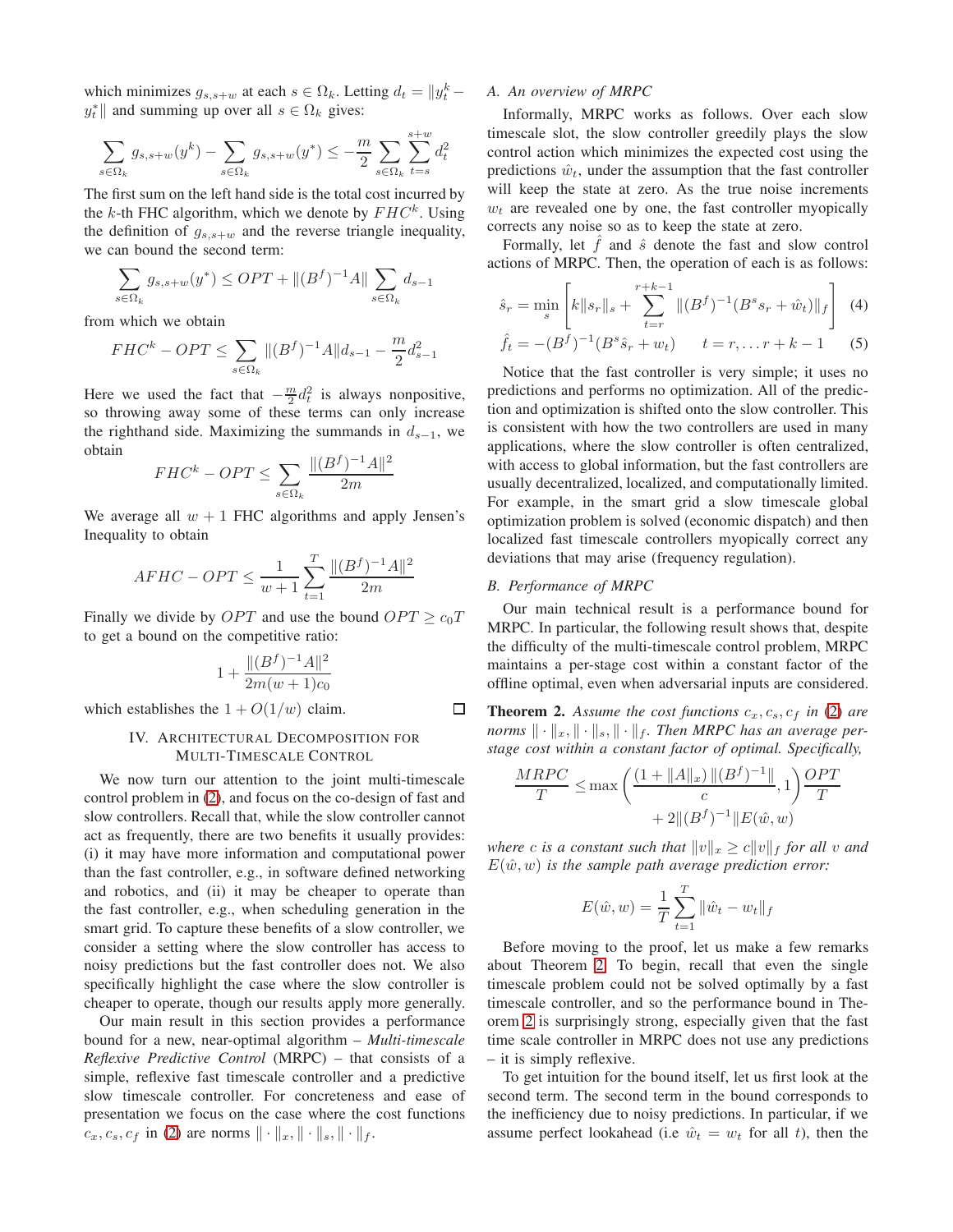which minimizes $g_{s,s+w}$ at each $s \in \Omega_k$. Letting $d_t = \|y_t^k - y_t^*\|$ and summing up over all $s \in \Omega_k$ gives:

$$\sum_{s\in\Omega_k} g_{s,s+w}(y^k) - \sum_{s\in\Omega_k} g_{s,s+w}(y^*) \le -\frac{m}{2}\sum_{s\in\Omega_k}\sum_{t=s}^{s+w} d_t^2$$

The first sum on the left hand side is the total cost incurred by the $k$-th FHC algorithm, which we denote by $FHC^k$. Using the definition of $g_{s,s+w}$ and the reverse triangle inequality, we can bound the second term:

$$\sum_{s\in\Omega_k} g_{s,s+w}(y^*) \le OPT + \|(B^f)^{-1}A\| \sum_{s\in\Omega_k} d_{s-1}$$

from which we obtain

$$FHC^k - OPT \le \sum_{s\in\Omega_k} \|(B^f)^{-1}A\| d_{s-1} - \frac{m}{2} d_{s-1}^2$$

Here we used the fact that $-\frac{m}{2}d_t^2$ is always nonpositive, so throwing away some of these terms can only increase the righthand side. Maximizing the summands in $d_{s-1}$, we obtain

$$FHC^k - OPT \le \sum_{s\in\Omega_k} \frac{\|(B^f)^{-1}A\|^2}{2m}$$

We average all $w+1$ FHC algorithms and apply Jensen's Inequality to obtain

$$AFHC - OPT \le \frac{1}{w+1}\sum_{t=1}^{T} \frac{\|(B^f)^{-1}A\|^2}{2m}$$

Finally we divide by $OPT$ and use the bound $OPT \ge c_0 T$ to get a bound on the competitive ratio:

$$1 + \frac{\|(B^f)^{-1}A\|^2}{2m(w+1)c_0}$$

which establishes the $1 + O(1/w)$ claim. □

## IV. Architectural Decomposition for Multi-Timescale Control

We now turn our attention to the joint multi-timescale control problem in (2), and focus on the co-design of fast and slow controllers. Recall that, while the slow controller cannot act as frequently, there are two benefits it usually provides: (i) it may have more information and computational power than the fast controller, e.g., in software defined networking and robotics, and (ii) it may be cheaper to operate than the fast controller, e.g., when scheduling generation in the smart grid. To capture these benefits of a slow controller, we consider a setting where the slow controller has access to noisy predictions but the fast controller does not. We also specifically highlight the case where the slow controller is cheaper to operate, though our results apply more generally.

Our main result in this section provides a performance bound for a new, near-optimal algorithm – *Multi-timescale Reflexive Predictive Control* (MRPC) – that consists of a simple, reflexive fast timescale controller and a predictive slow timescale controller. For concreteness and ease of presentation we focus on the case where the cost functions $c_x, c_s, c_f$ in (2) are norms $\|\cdot\|_x, \|\cdot\|_s, \|\cdot\|_f$.

### A. An overview of MRPC

Informally, MRPC works as follows. Over each slow timescale slot, the slow controller greedily plays the slow control action which minimizes the expected cost using the predictions $\hat{w}_t$, under the assumption that the fast controller will keep the state at zero. As the true noise increments $w_t$ are revealed one by one, the fast controller myopically corrects any noise so as to keep the state at zero.

Formally, let $\hat{f}$ and $\hat{s}$ denote the fast and slow control actions of MRPC. Then, the operation of each is as follows:

$$\hat{s}_r = \min_s \left[ k\|s_r\|_s + \sum_{t=r}^{r+k-1} \|(B^f)^{-1}(B^s s_r + \hat{w}_t)\|_f \right] \quad (4)$$

$$\hat{f}_t = -(B^f)^{-1}(B^s \hat{s}_r + w_t) \qquad t = r, \ldots r+k-1 \quad (5)$$

Notice that the fast controller is very simple; it uses no predictions and performs no optimization. All of the prediction and optimization is shifted onto the slow controller. This is consistent with how the two controllers are used in many applications, where the slow controller is often centralized, with access to global information, but the fast controllers are usually decentralized, localized, and computationally limited. For example, in the smart grid a slow timescale global optimization problem is solved (economic dispatch) and then localized fast timescale controllers myopically correct any deviations that may arise (frequency regulation).

### B. Performance of MRPC

Our main technical result is a performance bound for MRPC. In particular, the following result shows that, despite the difficulty of the multi-timescale control problem, MRPC maintains a per-stage cost within a constant factor of the offline optimal, even when adversarial inputs are considered.

**Theorem 2.** *Assume the cost functions $c_x, c_s, c_f$ in (2) are norms $\|\cdot\|_x, \|\cdot\|_s, \|\cdot\|_f$. Then MRPC has an average per-stage cost within a constant factor of optimal. Specifically,*

$$\frac{MRPC}{T} \le \max\left(\frac{(1+\|A\|_x)\,\|(B^f)^{-1}\|}{c}, 1\right)\frac{OPT}{T} + 2\|(B^f)^{-1}\|E(\hat{w}, w)$$

*where $c$ is a constant such that $\|v\|_x \ge c\|v\|_f$ for all $v$ and $E(\hat{w}, w)$ is the sample path average prediction error:*

$$E(\hat{w}, w) = \frac{1}{T}\sum_{t=1}^{T} \|\hat{w}_t - w_t\|_f$$

Before moving to the proof, let us make a few remarks about Theorem 2. To begin, recall that even the single timescale problem could not be solved optimally by a fast timescale controller, and so the performance bound in Theorem 2 is surprisingly strong, especially given that the fast time scale controller in MRPC does not use any predictions – it is simply reflexive.

To get intuition for the bound itself, let us first look at the second term. The second term in the bound corresponds to the inefficiency due to noisy predictions. In particular, if we assume perfect lookahead (i.e $\hat{w}_t = w_t$ for all $t$), then the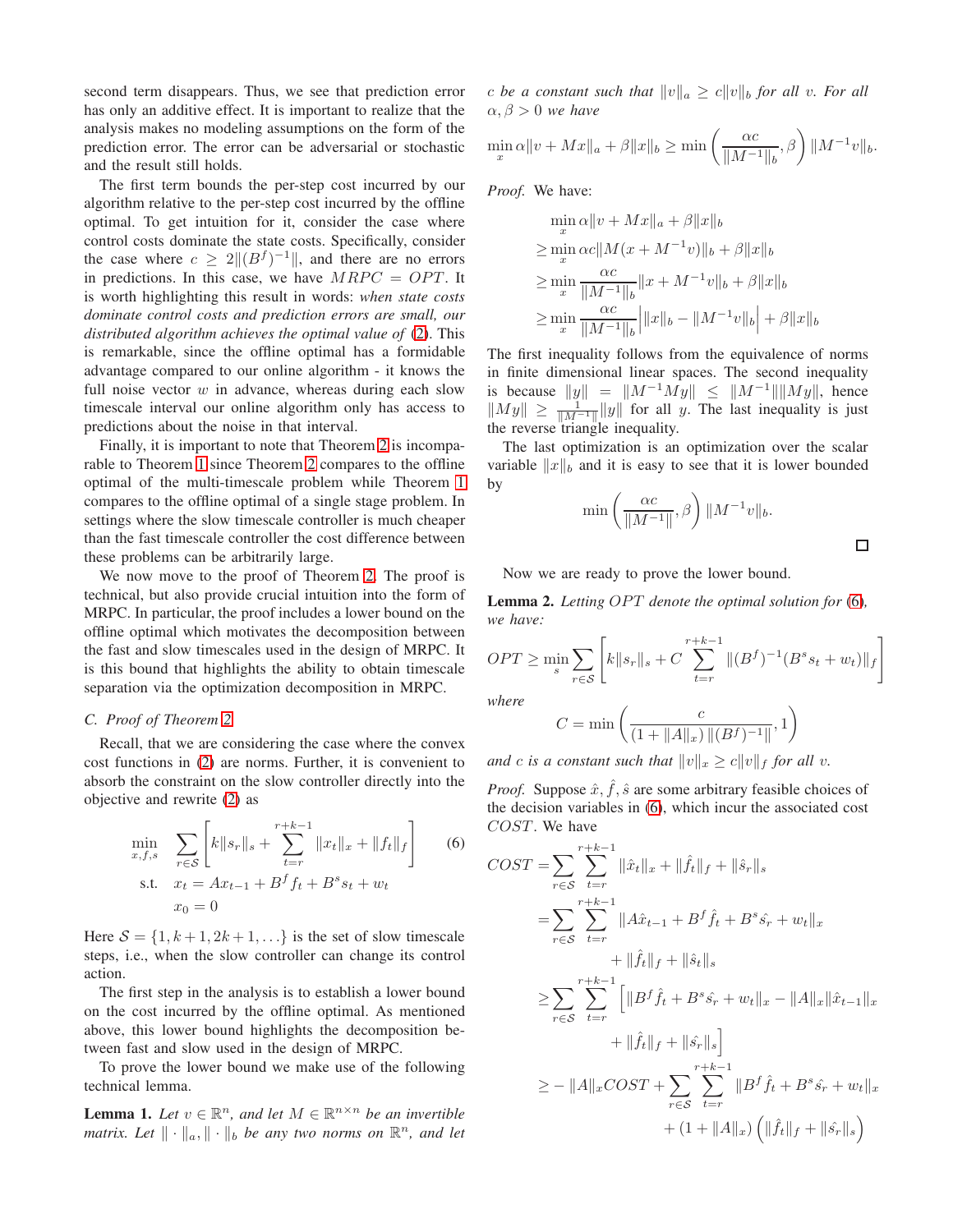second term disappears. Thus, we see that prediction error has only an additive effect. It is important to realize that the analysis makes no modeling assumptions on the form of the prediction error. The error can be adversarial or stochastic and the result still holds.

The first term bounds the per-step cost incurred by our algorithm relative to the per-step cost incurred by the offline optimal. To get intuition for it, consider the case where control costs dominate the state costs. Specifically, consider the case where $c \geq 2\|(B^f)^{-1}\|$, and there are no errors in predictions. In this case, we have $MRPC = OPT$. It is worth highlighting this result in words: *when state costs dominate control costs and prediction errors are small, our distributed algorithm achieves the optimal value of* (2). This is remarkable, since the offline optimal has a formidable advantage compared to our online algorithm - it knows the full noise vector $w$ in advance, whereas during each slow timescale interval our online algorithm only has access to predictions about the noise in that interval.

Finally, it is important to note that Theorem 2 is incomparable to Theorem 1 since Theorem 2 compares to the offline optimal of the multi-timescale problem while Theorem 1 compares to the offline optimal of a single stage problem. In settings where the slow timescale controller is much cheaper than the fast timescale controller the cost difference between these problems can be arbitrarily large.

We now move to the proof of Theorem 2. The proof is technical, but also provide crucial intuition into the form of MRPC. In particular, the proof includes a lower bound on the offline optimal which motivates the decomposition between the fast and slow timescales used in the design of MRPC. It is this bound that highlights the ability to obtain timescale separation via the optimization decomposition in MRPC.

### C. Proof of Theorem 2

Recall, that we are considering the case where the convex cost functions in (2) are norms. Further, it is convenient to absorb the constraint on the slow controller directly into the objective and rewrite (2) as

$$\begin{aligned} \min_{x,f,s} \quad & \sum_{r\in\mathcal{S}} \left[ k\|s_r\|_s + \sum_{t=r}^{r+k-1} \|x_t\|_x + \|f_t\|_f \right] \\ \text{s.t.} \quad & x_t = Ax_{t-1} + B^f f_t + B^s s_t + w_t \\ & x_0 = 0 \end{aligned} \tag{6}$$

Here $\mathcal{S} = \{1, k+1, 2k+1, \ldots\}$ is the set of slow timescale steps, i.e., when the slow controller can change its control action.

The first step in the analysis is to establish a lower bound on the cost incurred by the offline optimal. As mentioned above, this lower bound highlights the decomposition between fast and slow used in the design of MRPC.

To prove the lower bound we make use of the following technical lemma.

**Lemma 1.** *Let $v \in \mathbb{R}^n$, and let $M \in \mathbb{R}^{n\times n}$ be an invertible matrix. Let $\|\cdot\|_a, \|\cdot\|_b$ be any two norms on $\mathbb{R}^n$, and let $c$ be a constant such that $\|v\|_a \geq c\|v\|_b$ for all $v$. For all $\alpha, \beta > 0$ we have*

$$\min_x \alpha\|v + Mx\|_a + \beta\|x\|_b \geq \min\left(\frac{\alpha c}{\|M^{-1}\|_b}, \beta\right)\|M^{-1}v\|_b.$$

*Proof.* We have:

$$\begin{aligned} &\min_x \alpha\|v + Mx\|_a + \beta\|x\|_b \\ &\geq \min_x \alpha c\|M(x + M^{-1}v)\|_b + \beta\|x\|_b \\ &\geq \min_x \frac{\alpha c}{\|M^{-1}\|_b}\|x + M^{-1}v\|_b + \beta\|x\|_b \\ &\geq \min_x \frac{\alpha c}{\|M^{-1}\|_b}\Big|\|x\|_b - \|M^{-1}v\|_b\Big| + \beta\|x\|_b \end{aligned}$$

The first inequality follows from the equivalence of norms in finite dimensional linear spaces. The second inequality is because $\|y\| = \|M^{-1}My\| \leq \|M^{-1}\|\|My\|$, hence $\|My\| \geq \frac{1}{\|M^{-1}\|}\|y\|$ for all $y$. The last inequality is just the reverse triangle inequality.

The last optimization is an optimization over the scalar variable $\|x\|_b$ and it is easy to see that it is lower bounded by

$$\min\left(\frac{\alpha c}{\|M^{-1}\|}, \beta\right)\|M^{-1}v\|_b.$$

$\square$

Now we are ready to prove the lower bound.

**Lemma 2.** *Letting $OPT$ denote the optimal solution for (6), we have:*

$$OPT \geq \min_s \sum_{r\in\mathcal{S}} \left[ k\|s_r\|_s + C\sum_{t=r}^{r+k-1} \|(B^f)^{-1}(B^s s_t + w_t)\|_f \right]$$

*where*

$$C = \min\left(\frac{c}{(1 + \|A\|_x)\,\|(B^f)^{-1}\|}, 1\right)$$

*and $c$ is a constant such that $\|v\|_x \geq c\|v\|_f$ for all $v$.*

*Proof.* Suppose $\hat{x}, \hat{f}, \hat{s}$ are some arbitrary feasible choices of the decision variables in (6), which incur the associated cost $COST$. We have

$$\begin{aligned} COST &= \sum_{r\in\mathcal{S}} \sum_{t=r}^{r+k-1} \|\hat{x}_t\|_x + \|\hat{f}_t\|_f + \|\hat{s}_r\|_s \\ &= \sum_{r\in\mathcal{S}} \sum_{t=r}^{r+k-1} \|A\hat{x}_{t-1} + B^f\hat{f}_t + B^s\hat{s_r} + w_t\|_x \\ &\qquad + \|\hat{f}_t\|_f + \|\hat{s}_t\|_s \\ &\geq \sum_{r\in\mathcal{S}} \sum_{t=r}^{r+k-1} \Big[\|B^f\hat{f}_t + B^s\hat{s}_r + w_t\|_x - \|A\|_x\|\hat{x}_{t-1}\|_x \\ &\qquad + \|\hat{f}_t\|_f + \|\hat{s_r}\|_s\Big] \\ &\geq -\|A\|_x COST + \sum_{r\in\mathcal{S}} \sum_{t=r}^{r+k-1} \|B^f\hat{f}_t + B^s\hat{s_r} + w_t\|_x \\ &\qquad + (1 + \|A\|_x)\left(\|\hat{f}_t\|_f + \|\hat{s_r}\|_s\right) \end{aligned}$$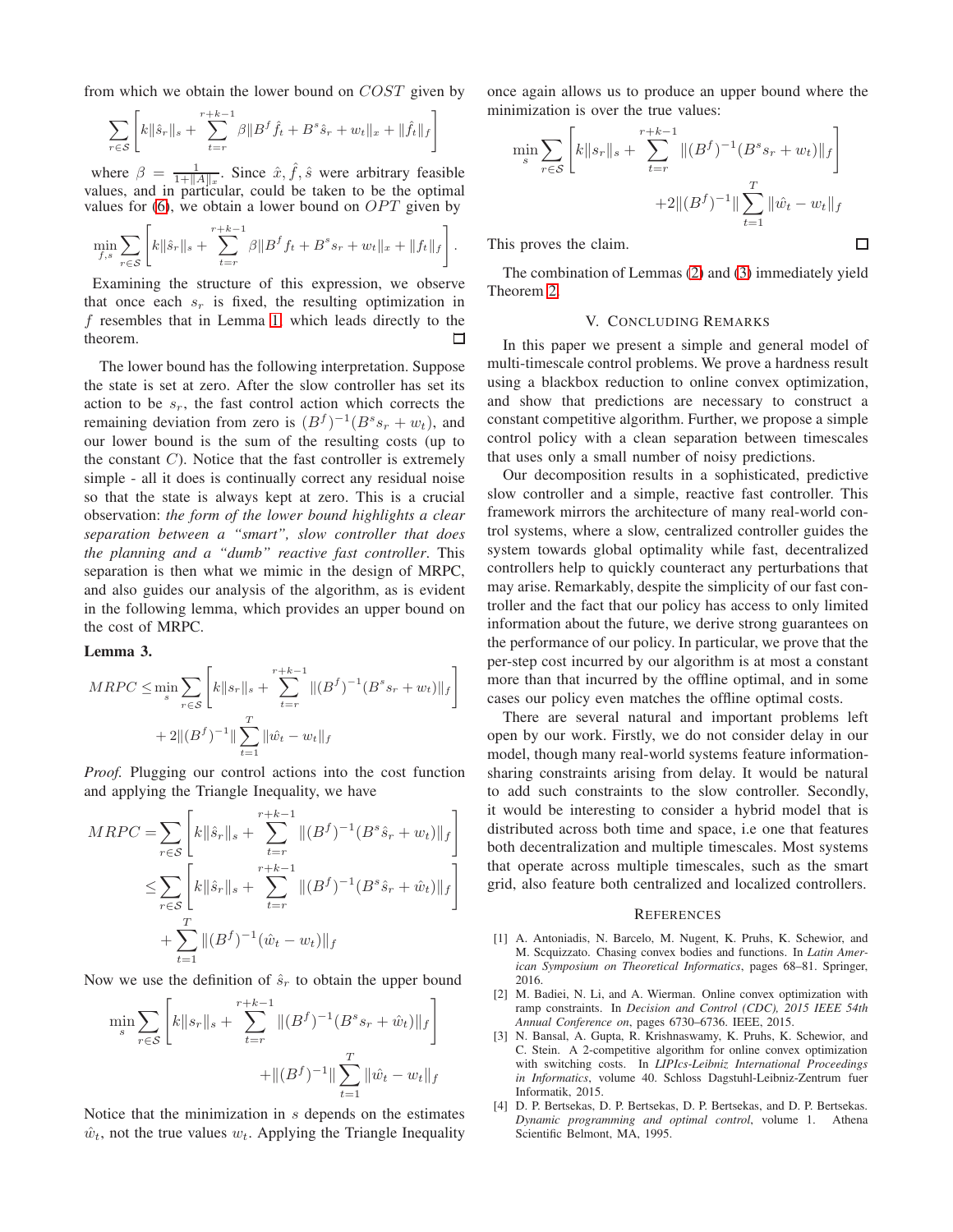from which we obtain the lower bound on $COST$ given by

$$\sum_{r\in\mathcal{S}}\left[k\|\hat{s}_r\|_s + \sum_{t=r}^{r+k-1}\beta\|B^f\hat{f}_t + B^s\hat{s}_r + w_t\|_x + \|\hat{f}_t\|_f\right]$$

where $\beta = \frac{1}{1+\|A\|_x}$. Since $\hat{x}, \hat{f}, \hat{s}$ were arbitrary feasible values, and in particular, could be taken to be the optimal values for (6), we obtain a lower bound on $OPT$ given by

$$\min_{f,s}\sum_{r\in\mathcal{S}}\left[k\|\hat{s}_r\|_s + \sum_{t=r}^{r+k-1}\beta\|B^f f_t + B^s s_r + w_t\|_x + \|f_t\|_f\right].$$

Examining the structure of this expression, we observe that once each $s_r$ is fixed, the resulting optimization in $f$ resembles that in Lemma 1, which leads directly to the theorem. □

The lower bound has the following interpretation. Suppose the state is set at zero. After the slow controller has set its action to be $s_r$, the fast control action which corrects the remaining deviation from zero is $(B^f)^{-1}(B^s s_r + w_t)$, and our lower bound is the sum of the resulting costs (up to the constant $C$). Notice that the fast controller is extremely simple - all it does is continually correct any residual noise so that the state is always kept at zero. This is a crucial observation: *the form of the lower bound highlights a clear separation between a "smart", slow controller that does the planning and a "dumb" reactive fast controller*. This separation is then what we mimic in the design of MRPC, and also guides our analysis of the algorithm, as is evident in the following lemma, which provides an upper bound on the cost of MRPC.

**Lemma 3.**

$$MRPC \leq \min_s \sum_{r\in\mathcal{S}}\left[k\|s_r\|_s + \sum_{t=r}^{r+k-1}\|(B^f)^{-1}(B^s s_r + w_t)\|_f\right]$$
$$+ 2\|(B^f)^{-1}\|\sum_{t=1}^{T}\|\hat{w}_t - w_t\|_f$$

*Proof.* Plugging our control actions into the cost function and applying the Triangle Inequality, we have

$$MRPC = \sum_{r\in\mathcal{S}}\left[k\|\hat{s}_r\|_s + \sum_{t=r}^{r+k-1}\|(B^f)^{-1}(B^s\hat{s}_r + w_t)\|_f\right]$$
$$\leq \sum_{r\in\mathcal{S}}\left[k\|\hat{s}_r\|_s + \sum_{t=r}^{r+k-1}\|(B^f)^{-1}(B^s\hat{s}_r + \hat{w}_t)\|_f\right]$$
$$+ \sum_{t=1}^{T}\|(B^f)^{-1}(\hat{w}_t - w_t)\|_f$$

Now we use the definition of $\hat{s}_r$ to obtain the upper bound

$$\min_s \sum_{r\in\mathcal{S}}\left[k\|s_r\|_s + \sum_{t=r}^{r+k-1}\|(B^f)^{-1}(B^s s_r + \hat{w}_t)\|_f\right]$$
$$+\|(B^f)^{-1}\|\sum_{t=1}^{T}\|\hat{w}_t - w_t\|_f$$

Notice that the minimization in $s$ depends on the estimates $\hat{w}_t$, not the true values $w_t$. Applying the Triangle Inequality once again allows us to produce an upper bound where the minimization is over the true values:

$$\min_s \sum_{r\in\mathcal{S}}\left[k\|s_r\|_s + \sum_{t=r}^{r+k-1}\|(B^f)^{-1}(B^s s_r + w_t)\|_f\right]$$
$$+2\|(B^f)^{-1}\|\sum_{t=1}^{T}\|\hat{w}_t - w_t\|_f$$

This proves the claim. □

The combination of Lemmas (2) and (3) immediately yield Theorem 2.

## V. Concluding Remarks

In this paper we present a simple and general model of multi-timescale control problems. We prove a hardness result using a blackbox reduction to online convex optimization, and show that predictions are necessary to construct a constant competitive algorithm. Further, we propose a simple control policy with a clean separation between timescales that uses only a small number of noisy predictions.

Our decomposition results in a sophisticated, predictive slow controller and a simple, reactive fast controller. This framework mirrors the architecture of many real-world control systems, where a slow, centralized controller guides the system towards global optimality while fast, decentralized controllers help to quickly counteract any perturbations that may arise. Remarkably, despite the simplicity of our fast controller and the fact that our policy has access to only limited information about the future, we derive strong guarantees on the performance of our policy. In particular, we prove that the per-step cost incurred by our algorithm is at most a constant more than that incurred by the offline optimal, and in some cases our policy even matches the offline optimal costs.

There are several natural and important problems left open by our work. Firstly, we do not consider delay in our model, though many real-world systems feature information-sharing constraints arising from delay. It would be natural to add such constraints to the slow controller. Secondly, it would be interesting to consider a hybrid model that is distributed across both time and space, i.e one that features both decentralization and multiple timescales. Most systems that operate across multiple timescales, such as the smart grid, also feature both centralized and localized controllers.

## References

[1] A. Antoniadis, N. Barcelo, M. Nugent, K. Pruhs, K. Schewior, and M. Scquizzato. Chasing convex bodies and functions. In *Latin American Symposium on Theoretical Informatics*, pages 68–81. Springer, 2016.

[2] M. Badiei, N. Li, and A. Wierman. Online convex optimization with ramp constraints. In *Decision and Control (CDC), 2015 IEEE 54th Annual Conference on*, pages 6730–6736. IEEE, 2015.

[3] N. Bansal, A. Gupta, R. Krishnaswamy, K. Pruhs, K. Schewior, and C. Stein. A 2-competitive algorithm for online convex optimization with switching costs. In *LIPIcs-Leibniz International Proceedings in Informatics*, volume 40. Schloss Dagstuhl-Leibniz-Zentrum fuer Informatik, 2015.

[4] D. P. Bertsekas, D. P. Bertsekas, D. P. Bertsekas, and D. P. Bertsekas. *Dynamic programming and optimal control*, volume 1. Athena Scientific Belmont, MA, 1995.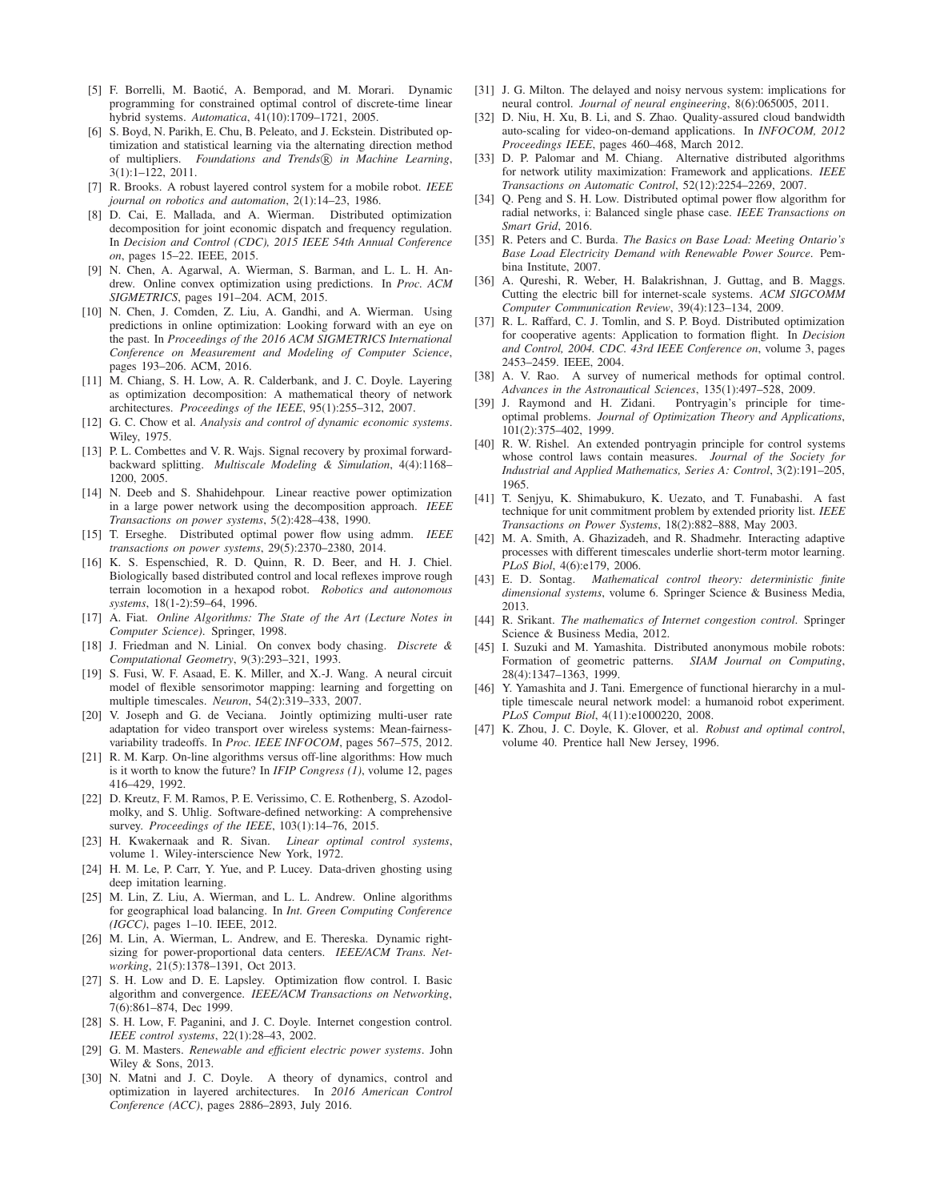[5] F. Borrelli, M. Baotić, A. Bemporad, and M. Morari. Dynamic programming for constrained optimal control of discrete-time linear hybrid systems. *Automatica*, 41(10):1709–1721, 2005.

[6] S. Boyd, N. Parikh, E. Chu, B. Peleato, and J. Eckstein. Distributed optimization and statistical learning via the alternating direction method of multipliers. *Foundations and Trends® in Machine Learning*, 3(1):1–122, 2011.

[7] R. Brooks. A robust layered control system for a mobile robot. *IEEE journal on robotics and automation*, 2(1):14–23, 1986.

[8] D. Cai, E. Mallada, and A. Wierman. Distributed optimization decomposition for joint economic dispatch and frequency regulation. In *Decision and Control (CDC), 2015 IEEE 54th Annual Conference on*, pages 15–22. IEEE, 2015.

[9] N. Chen, A. Agarwal, A. Wierman, S. Barman, and L. L. H. Andrew. Online convex optimization using predictions. In *Proc. ACM SIGMETRICS*, pages 191–204. ACM, 2015.

[10] N. Chen, J. Comden, Z. Liu, A. Gandhi, and A. Wierman. Using predictions in online optimization: Looking forward with an eye on the past. In *Proceedings of the 2016 ACM SIGMETRICS International Conference on Measurement and Modeling of Computer Science*, pages 193–206. ACM, 2016.

[11] M. Chiang, S. H. Low, A. R. Calderbank, and J. C. Doyle. Layering as optimization decomposition: A mathematical theory of network architectures. *Proceedings of the IEEE*, 95(1):255–312, 2007.

[12] G. C. Chow et al. *Analysis and control of dynamic economic systems*. Wiley, 1975.

[13] P. L. Combettes and V. R. Wajs. Signal recovery by proximal forward-backward splitting. *Multiscale Modeling & Simulation*, 4(4):1168–1200, 2005.

[14] N. Deeb and S. Shahidehpour. Linear reactive power optimization in a large power network using the decomposition approach. *IEEE Transactions on power systems*, 5(2):428–438, 1990.

[15] T. Erseghe. Distributed optimal power flow using admm. *IEEE transactions on power systems*, 29(5):2370–2380, 2014.

[16] K. S. Espenschied, R. D. Quinn, R. D. Beer, and H. J. Chiel. Biologically based distributed control and local reflexes improve rough terrain locomotion in a hexapod robot. *Robotics and autonomous systems*, 18(1-2):59–64, 1996.

[17] A. Fiat. *Online Algorithms: The State of the Art (Lecture Notes in Computer Science)*. Springer, 1998.

[18] J. Friedman and N. Linial. On convex body chasing. *Discrete & Computational Geometry*, 9(3):293–321, 1993.

[19] S. Fusi, W. F. Asaad, E. K. Miller, and X.-J. Wang. A neural circuit model of flexible sensorimotor mapping: learning and forgetting on multiple timescales. *Neuron*, 54(2):319–333, 2007.

[20] V. Joseph and G. de Veciana. Jointly optimizing multi-user rate adaptation for video transport over wireless systems: Mean-fairness-variability tradeoffs. In *Proc. IEEE INFOCOM*, pages 567–575, 2012.

[21] R. M. Karp. On-line algorithms versus off-line algorithms: How much is it worth to know the future? In *IFIP Congress (1)*, volume 12, pages 416–429, 1992.

[22] D. Kreutz, F. M. Ramos, P. E. Verissimo, C. E. Rothenberg, S. Azodolmolky, and S. Uhlig. Software-defined networking: A comprehensive survey. *Proceedings of the IEEE*, 103(1):14–76, 2015.

[23] H. Kwakernaak and R. Sivan. *Linear optimal control systems*, volume 1. Wiley-interscience New York, 1972.

[24] H. M. Le, P. Carr, Y. Yue, and P. Lucey. Data-driven ghosting using deep imitation learning.

[25] M. Lin, Z. Liu, A. Wierman, and L. L. Andrew. Online algorithms for geographical load balancing. In *Int. Green Computing Conference (IGCC)*, pages 1–10. IEEE, 2012.

[26] M. Lin, A. Wierman, L. Andrew, and E. Thereska. Dynamic right-sizing for power-proportional data centers. *IEEE/ACM Trans. Networking*, 21(5):1378–1391, Oct 2013.

[27] S. H. Low and D. E. Lapsley. Optimization flow control. I. Basic algorithm and convergence. *IEEE/ACM Transactions on Networking*, 7(6):861–874, Dec 1999.

[28] S. H. Low, F. Paganini, and J. C. Doyle. Internet congestion control. *IEEE control systems*, 22(1):28–43, 2002.

[29] G. M. Masters. *Renewable and efficient electric power systems*. John Wiley & Sons, 2013.

[30] N. Matni and J. C. Doyle. A theory of dynamics, control and optimization in layered architectures. In *2016 American Control Conference (ACC)*, pages 2886–2893, July 2016.

[31] J. G. Milton. The delayed and noisy nervous system: implications for neural control. *Journal of neural engineering*, 8(6):065005, 2011.

[32] D. Niu, H. Xu, B. Li, and S. Zhao. Quality-assured cloud bandwidth auto-scaling for video-on-demand applications. In *INFOCOM, 2012 Proceedings IEEE*, pages 460–468, March 2012.

[33] D. P. Palomar and M. Chiang. Alternative distributed algorithms for network utility maximization: Framework and applications. *IEEE Transactions on Automatic Control*, 52(12):2254–2269, 2007.

[34] Q. Peng and S. H. Low. Distributed optimal power flow algorithm for radial networks, i: Balanced single phase case. *IEEE Transactions on Smart Grid*, 2016.

[35] R. Peters and C. Burda. *The Basics on Base Load: Meeting Ontario's Base Load Electricity Demand with Renewable Power Source*. Pembina Institute, 2007.

[36] A. Qureshi, R. Weber, H. Balakrishnan, J. Guttag, and B. Maggs. Cutting the electric bill for internet-scale systems. *ACM SIGCOMM Computer Communication Review*, 39(4):123–134, 2009.

[37] R. L. Raffard, C. J. Tomlin, and S. P. Boyd. Distributed optimization for cooperative agents: Application to formation flight. In *Decision and Control, 2004. CDC. 43rd IEEE Conference on*, volume 3, pages 2453–2459. IEEE, 2004.

[38] A. V. Rao. A survey of numerical methods for optimal control. *Advances in the Astronautical Sciences*, 135(1):497–528, 2009.

[39] J. Raymond and H. Zidani. Pontryagin's principle for time-optimal problems. *Journal of Optimization Theory and Applications*, 101(2):375–402, 1999.

[40] R. W. Rishel. An extended pontryagin principle for control systems whose control laws contain measures. *Journal of the Society for Industrial and Applied Mathematics, Series A: Control*, 3(2):191–205, 1965.

[41] T. Senjyu, K. Shimabukuro, K. Uezato, and T. Funabashi. A fast technique for unit commitment problem by extended priority list. *IEEE Transactions on Power Systems*, 18(2):882–888, May 2003.

[42] M. A. Smith, A. Ghazizadeh, and R. Shadmehr. Interacting adaptive processes with different timescales underlie short-term motor learning. *PLoS Biol*, 4(6):e179, 2006.

[43] E. D. Sontag. *Mathematical control theory: deterministic finite dimensional systems*, volume 6. Springer Science & Business Media, 2013.

[44] R. Srikant. *The mathematics of Internet congestion control*. Springer Science & Business Media, 2012.

[45] I. Suzuki and M. Yamashita. Distributed anonymous mobile robots: Formation of geometric patterns. *SIAM Journal on Computing*, 28(4):1347–1363, 1999.

[46] Y. Yamashita and J. Tani. Emergence of functional hierarchy in a multiple timescale neural network model: a humanoid robot experiment. *PLoS Comput Biol*, 4(11):e1000220, 2008.

[47] K. Zhou, J. C. Doyle, K. Glover, et al. *Robust and optimal control*, volume 40. Prentice hall New Jersey, 1996.